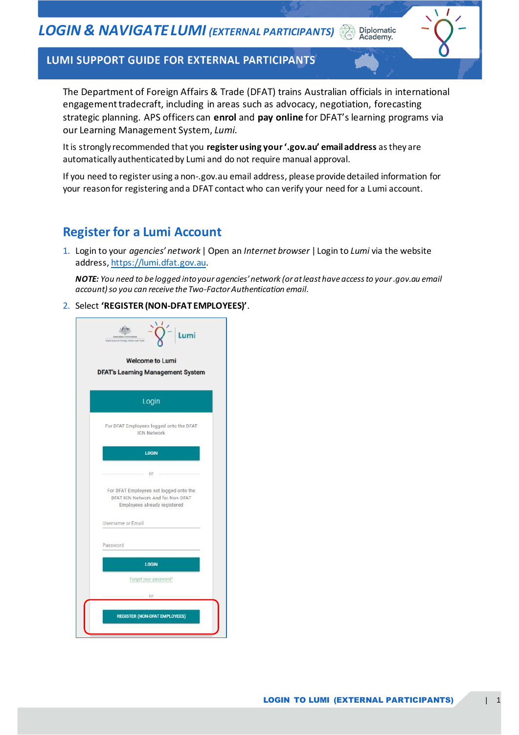# LOGIN & NAVIGATE LUMI *(EXTERNAL PARTICIPANTS)*

## LUMI SUPPORT GUIDE FOR EXTERNAL PARTICIPANTS

The Department of Foreign Affairs & Trade (DFAT) trains Australian officials in international engagement tradecraft, including in areas such as advocacy, negotiation, forecasting strategic planning. APS officers can **enrol** and **pay online** for DFAT's learning programs via our Learning Management System, *Lumi*.

It is strongly recommended that you **register using your '.gov.au' email address** as they are automatically authenticated by Lumi and do not require manual approval.

If you need to register using a non-.gov.au email address, please provide detailed information for your reason for registering and a DFAT contact who can verify your need for a Lumi account.

## Register for a Lumi Account

1. Login to your *agencies' network* | Open an *Internet browser* | Login to *Lumi* via the website address, https://lumi.dfat.gov.au.

   ***NOTE:*** *You need to be logged into your agencies' network (or at least have access to your .gov.au email account) so you can receive the Two-Factor Authentication email.*

2. Select **'REGISTER (NON-DFAT EMPLOYEES)'**.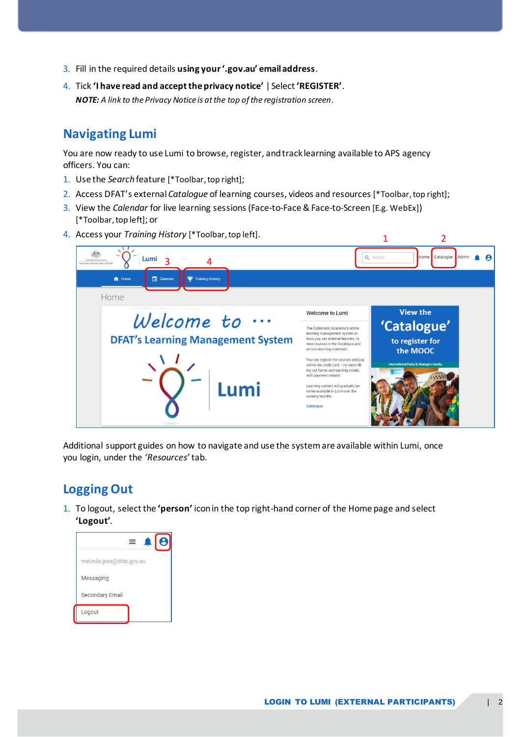3. Fill in the required details **using your '.gov.au' email address**.
4. Tick **'I have read and accept the privacy notice'** | Select **'REGISTER'**.
   ***NOTE:*** *A link to the Privacy Notice is at the top of the registration screen.*

## Navigating Lumi

You are now ready to use Lumi to browse, register, and track learning available to APS agency officers. You can:

1. Use the *Search* feature [*Toolbar, top right];
2. Access DFAT's external *Catalogue* of learning courses, videos and resources [*Toolbar, top right];
3. View the *Calendar* for live learning sessions (Face-to-Face & Face-to-Screen [E.g. WebEx]) [*Toolbar, top left]; or
4. Access your *Training History* [*Toolbar, top left].

Additional support guides on how to navigate and use the system are available within Lumi, once you login, under the *'Resources'* tab.

## Logging Out

1. To logout, select the **'person'** icon in the top right-hand corner of the Home page and select **'Logout'**.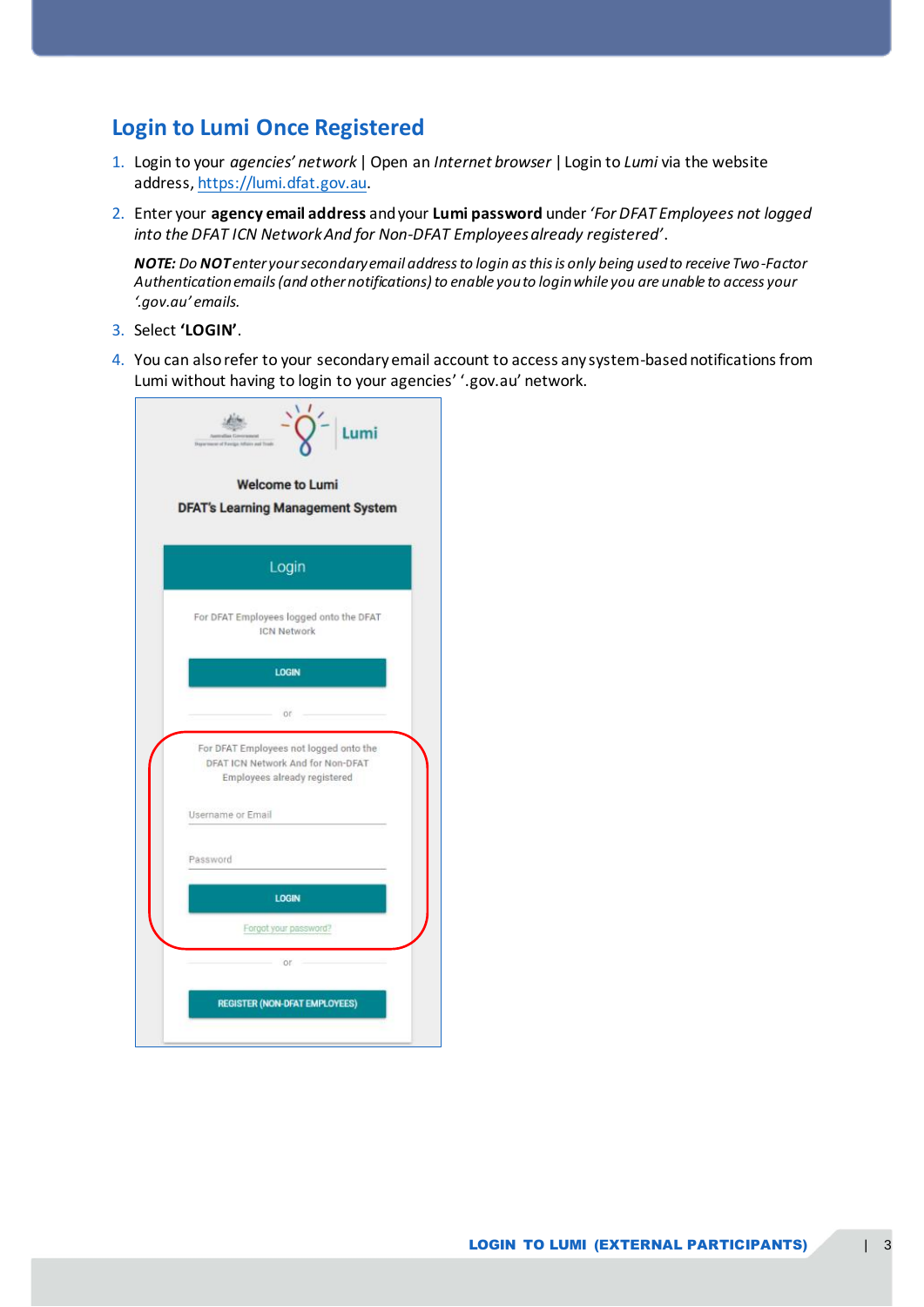## Login to Lumi Once Registered

1. Login to your *agencies' network* | Open an *Internet browser* | Login to *Lumi* via the website address, https://lumi.dfat.gov.au.
2. Enter your **agency email address** and your **Lumi password** under *'For DFAT Employees not logged into the DFAT ICN Network And for Non-DFAT Employees already registered'*.

   ***NOTE:*** *Do* ***NOT*** *enter your secondary email address to login as this is only being used to receive Two-Factor Authentication emails (and other notifications) to enable you to login while you are unable to access your '.gov.au' emails.*
3. Select **'LOGIN'**.
4. You can also refer to your secondary email account to access any system-based notifications from Lumi without having to login to your agencies' '.gov.au' network.

Lumi

Welcome to Lumi

DFAT's Learning Management System

Login

For DFAT Employees logged onto the DFAT ICN Network

LOGIN

or

For DFAT Employees not logged onto the DFAT ICN Network And for Non-DFAT Employees already registered

Username or Email

Password

LOGIN

Forgot your password?

or

REGISTER (NON-DFAT EMPLOYEES)